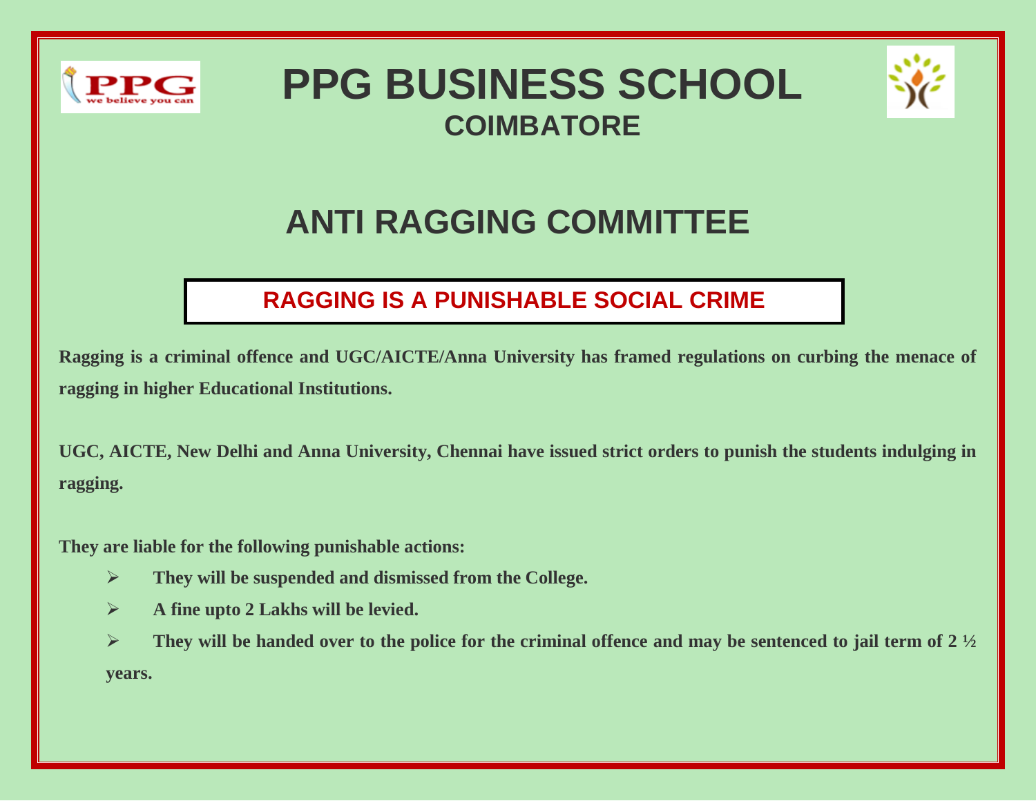# PPG BUSINESS SCHOOL

## COIMBATORE

# ANTI RAGGING COMMITTEE

## RAGGING IS A PUNISHABLE SOCIAL CRIME

**Ragging is a criminal offence and UGC/AICTE/Anna University has framed regulations on curbing the menace of ragging in higher Educational Institutions.**

**UGC, AICTE, New Delhi and Anna University, Chennai have issued strict orders to punish the students indulging in ragging.**

**They are liable for the following punishable actions:**

- **They will be suspended and dismissed from the College.**
- **A fine upto 2 Lakhs will be levied.**
- **They will be handed over to the police for the criminal offence and may be sentenced to jail term of 2 ½ years.**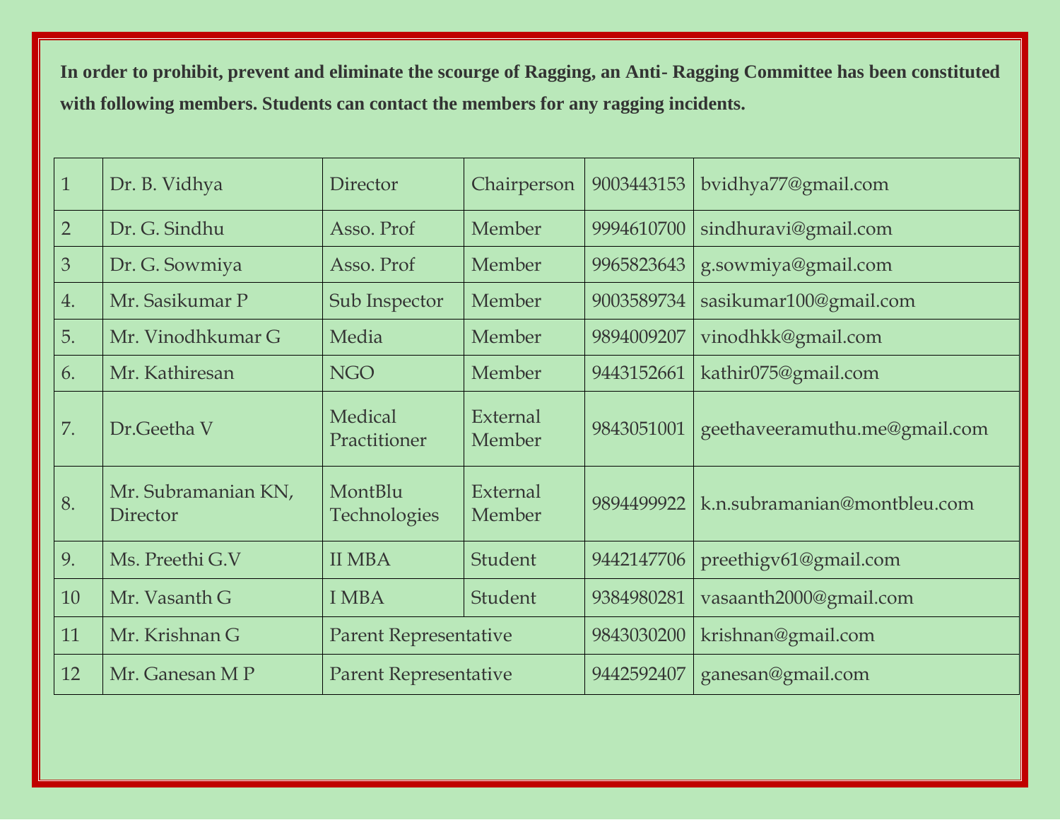**In order to prohibit, prevent and eliminate the scourge of Ragging, an Anti- Ragging Committee has been constituted with following members. Students can contact the members for any ragging incidents.**

| | | | | | |
|---|---|---|---|---|---|
| 1 | Dr. B. Vidhya | Director | Chairperson | 9003443153 | bvidhya77@gmail.com |
| 2 | Dr. G. Sindhu | Asso. Prof | Member | 9994610700 | sindhuravi@gmail.com |
| 3 | Dr. G. Sowmiya | Asso. Prof | Member | 9965823643 | g.sowmiya@gmail.com |
| 4. | Mr. Sasikumar P | Sub Inspector | Member | 9003589734 | sasikumar100@gmail.com |
| 5. | Mr. Vinodhkumar G | Media | Member | 9894009207 | vinodhkk@gmail.com |
| 6. | Mr. Kathiresan | NGO | Member | 9443152661 | kathir075@gmail.com |
| 7. | Dr.Geetha V | Medical Practitioner | External Member | 9843051001 | geethaveeramuthu.me@gmail.com |
| 8. | Mr. Subramanian KN, Director | MontBlu Technologies | External Member | 9894499922 | k.n.subramanian@montbleu.com |
| 9. | Ms. Preethi G.V | II MBA | Student | 9442147706 | preethigv61@gmail.com |
| 10 | Mr. Vasanth G | I MBA | Student | 9384980281 | vasaanth2000@gmail.com |
| 11 | Mr. Krishnan G | Parent Representative | | 9843030200 | krishnan@gmail.com |
| 12 | Mr. Ganesan M P | Parent Representative | | 9442592407 | ganesan@gmail.com |